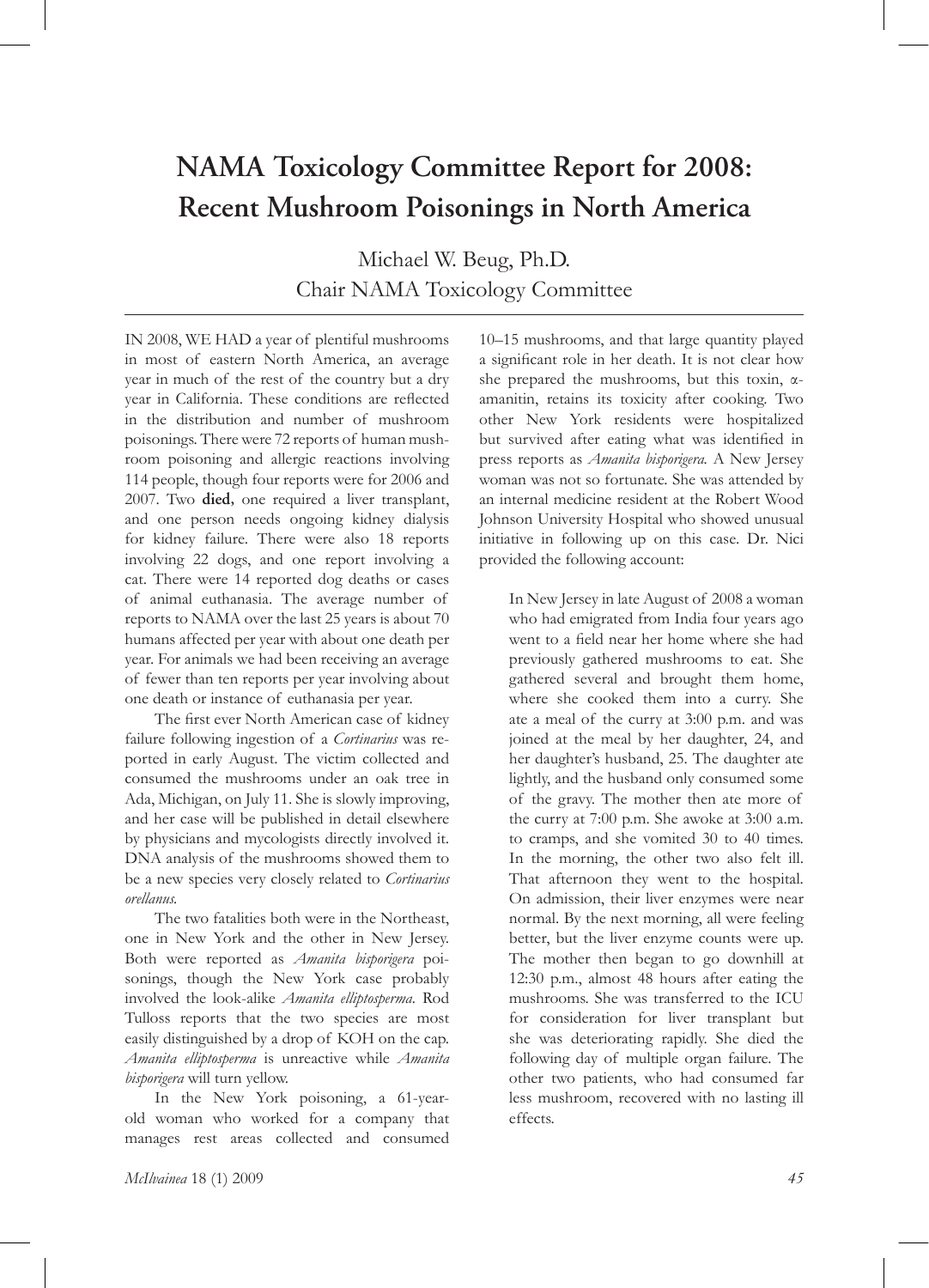# NAMA Toxicology Committee Report for 2008: Recent Mushroom Poisonings in North America

Michael W. Beug, Ph.D.
Chair NAMA Toxicology Committee

IN 2008, WE HAD a year of plentiful mushrooms in most of eastern North America, an average year in much of the rest of the country but a dry year in California. These conditions are reflected in the distribution and number of mushroom poisonings. There were 72 reports of human mushroom poisoning and allergic reactions involving 114 people, though four reports were for 2006 and 2007. Two **died**, one required a liver transplant, and one person needs ongoing kidney dialysis for kidney failure. There were also 18 reports involving 22 dogs, and one report involving a cat. There were 14 reported dog deaths or cases of animal euthanasia. The average number of reports to NAMA over the last 25 years is about 70 humans affected per year with about one death per year. For animals we had been receiving an average of fewer than ten reports per year involving about one death or instance of euthanasia per year.

The first ever North American case of kidney failure following ingestion of a *Cortinarius* was reported in early August. The victim collected and consumed the mushrooms under an oak tree in Ada, Michigan, on July 11. She is slowly improving, and her case will be published in detail elsewhere by physicians and mycologists directly involved it. DNA analysis of the mushrooms showed them to be a new species very closely related to *Cortinarius orellanus*.

The two fatalities both were in the Northeast, one in New York and the other in New Jersey. Both were reported as *Amanita bisporigera* poisonings, though the New York case probably involved the look-alike *Amanita elliptosperma*. Rod Tulloss reports that the two species are most easily distinguished by a drop of KOH on the cap. *Amanita elliptosperma* is unreactive while *Amanita bisporigera* will turn yellow.

In the New York poisoning, a 61-year-old woman who worked for a company that manages rest areas collected and consumed 10–15 mushrooms, and that large quantity played a significant role in her death. It is not clear how she prepared the mushrooms, but this toxin, α-amanitin, retains its toxicity after cooking. Two other New York residents were hospitalized but survived after eating what was identified in press reports as *Amanita bisporigera*. A New Jersey woman was not so fortunate. She was attended by an internal medicine resident at the Robert Wood Johnson University Hospital who showed unusual initiative in following up on this case. Dr. Nici provided the following account:

> In New Jersey in late August of 2008 a woman who had emigrated from India four years ago went to a field near her home where she had previously gathered mushrooms to eat. She gathered several and brought them home, where she cooked them into a curry. She ate a meal of the curry at 3:00 p.m. and was joined at the meal by her daughter, 24, and her daughter's husband, 25. The daughter ate lightly, and the husband only consumed some of the gravy. The mother then ate more of the curry at 7:00 p.m. She awoke at 3:00 a.m. to cramps, and she vomited 30 to 40 times. In the morning, the other two also felt ill. That afternoon they went to the hospital. On admission, their liver enzymes were near normal. By the next morning, all were feeling better, but the liver enzyme counts were up. The mother then began to go downhill at 12:30 p.m., almost 48 hours after eating the mushrooms. She was transferred to the ICU for consideration for liver transplant but she was deteriorating rapidly. She died the following day of multiple organ failure. The other two patients, who had consumed far less mushroom, recovered with no lasting ill effects.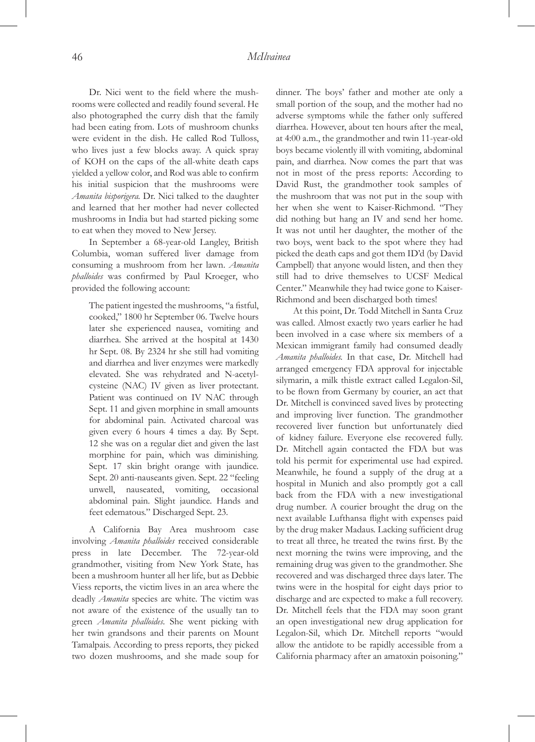Dr. Nici went to the field where the mushrooms were collected and readily found several. He also photographed the curry dish that the family had been eating from. Lots of mushroom chunks were evident in the dish. He called Rod Tulloss, who lives just a few blocks away. A quick spray of KOH on the caps of the all-white death caps yielded a yellow color, and Rod was able to confirm his initial suspicion that the mushrooms were *Amanita bisporigera.* Dr. Nici talked to the daughter and learned that her mother had never collected mushrooms in India but had started picking some to eat when they moved to New Jersey.

In September a 68-year-old Langley, British Columbia, woman suffered liver damage from consuming a mushroom from her lawn. *Amanita phalloides* was confirmed by Paul Kroeger, who provided the following account:

> The patient ingested the mushrooms, "a fistful, cooked," 1800 hr September 06. Twelve hours later she experienced nausea, vomiting and diarrhea. She arrived at the hospital at 1430 hr Sept. 08. By 2324 hr she still had vomiting and diarrhea and liver enzymes were markedly elevated. She was rehydrated and N-acetylcysteine (NAC) IV given as liver protectant. Patient was continued on IV NAC through Sept. 11 and given morphine in small amounts for abdominal pain. Activated charcoal was given every 6 hours 4 times a day. By Sept. 12 she was on a regular diet and given the last morphine for pain, which was diminishing. Sept. 17 skin bright orange with jaundice. Sept. 20 anti-nauseants given. Sept. 22 "feeling unwell, nauseated, vomiting, occasional abdominal pain. Slight jaundice. Hands and feet edematous." Discharged Sept. 23.

A California Bay Area mushroom case involving *Amanita phalloides* received considerable press in late December. The 72-year-old grandmother, visiting from New York State, has been a mushroom hunter all her life, but as Debbie Viess reports, the victim lives in an area where the deadly *Amanita* species are white. The victim was not aware of the existence of the usually tan to green *Amanita phalloides*. She went picking with her twin grandsons and their parents on Mount Tamalpais. According to press reports, they picked two dozen mushrooms, and she made soup for dinner. The boys' father and mother ate only a small portion of the soup, and the mother had no adverse symptoms while the father only suffered diarrhea. However, about ten hours after the meal, at 4:00 a.m., the grandmother and twin 11-year-old boys became violently ill with vomiting, abdominal pain, and diarrhea. Now comes the part that was not in most of the press reports: According to David Rust, the grandmother took samples of the mushroom that was not put in the soup with her when she went to Kaiser-Richmond. "They did nothing but hang an IV and send her home. It was not until her daughter, the mother of the two boys, went back to the spot where they had picked the death caps and got them ID'd (by David Campbell) that anyone would listen, and then they still had to drive themselves to UCSF Medical Center." Meanwhile they had twice gone to Kaiser-Richmond and been discharged both times!

At this point, Dr. Todd Mitchell in Santa Cruz was called. Almost exactly two years earlier he had been involved in a case where six members of a Mexican immigrant family had consumed deadly *Amanita phalloides.* In that case, Dr. Mitchell had arranged emergency FDA approval for injectable silymarin, a milk thistle extract called Legalon-Sil, to be flown from Germany by courier, an act that Dr. Mitchell is convinced saved lives by protecting and improving liver function. The grandmother recovered liver function but unfortunately died of kidney failure. Everyone else recovered fully. Dr. Mitchell again contacted the FDA but was told his permit for experimental use had expired. Meanwhile, he found a supply of the drug at a hospital in Munich and also promptly got a call back from the FDA with a new investigational drug number. A courier brought the drug on the next available Lufthansa flight with expenses paid by the drug maker Madaus. Lacking sufficient drug to treat all three, he treated the twins first. By the next morning the twins were improving, and the remaining drug was given to the grandmother. She recovered and was discharged three days later. The twins were in the hospital for eight days prior to discharge and are expected to make a full recovery. Dr. Mitchell feels that the FDA may soon grant an open investigational new drug application for Legalon-Sil, which Dr. Mitchell reports "would allow the antidote to be rapidly accessible from a California pharmacy after an amatoxin poisoning."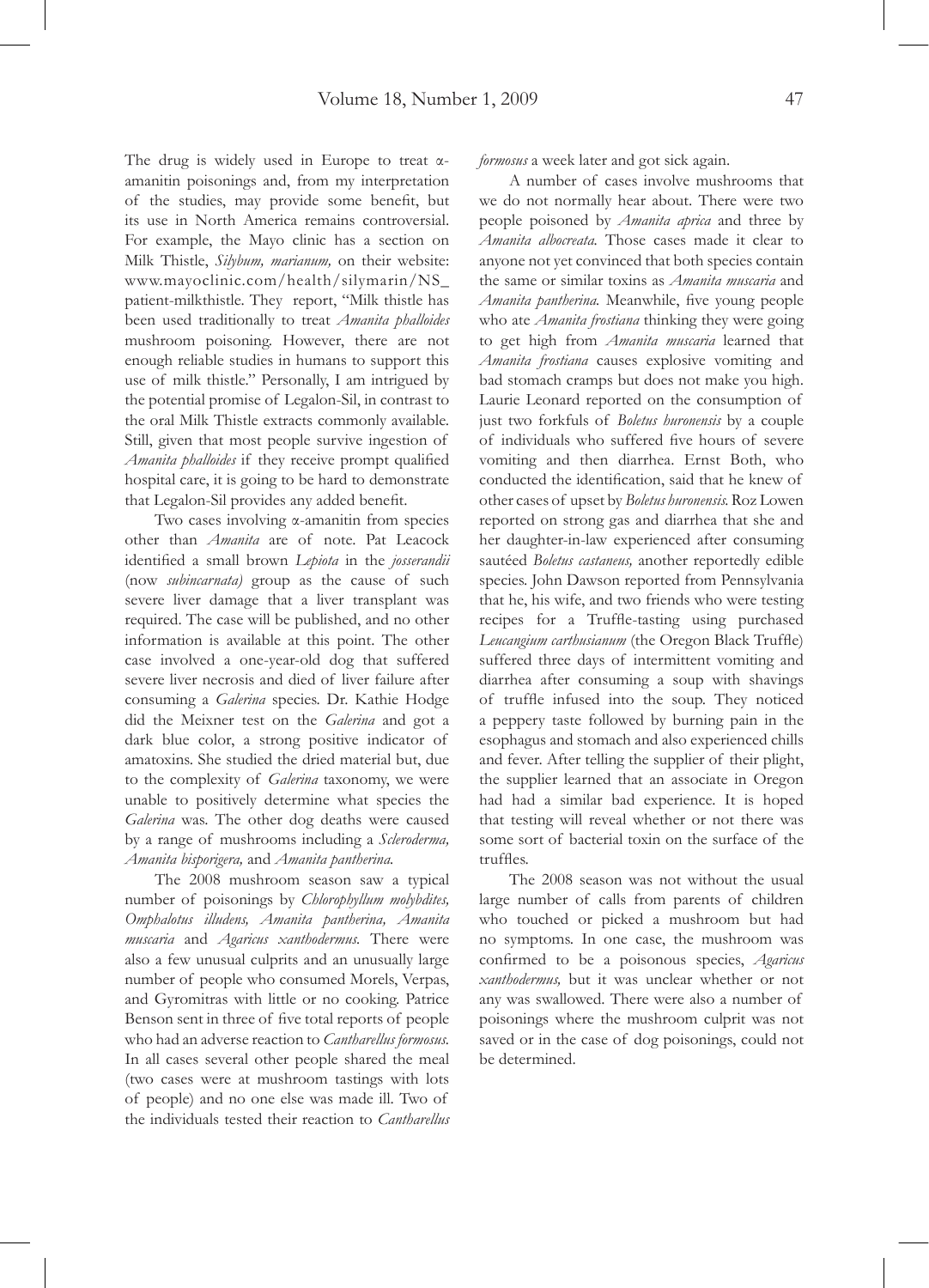The drug is widely used in Europe to treat α-amanitin poisonings and, from my interpretation of the studies, may provide some benefit, but its use in North America remains controversial. For example, the Mayo clinic has a section on Milk Thistle, *Silybum, marianum,* on their website: www.mayoclinic.com/health/silymarin/NS_patient-milkthistle. They report, "Milk thistle has been used traditionally to treat *Amanita phalloides* mushroom poisoning. However, there are not enough reliable studies in humans to support this use of milk thistle." Personally, I am intrigued by the potential promise of Legalon-Sil, in contrast to the oral Milk Thistle extracts commonly available. Still, given that most people survive ingestion of *Amanita phalloides* if they receive prompt qualified hospital care, it is going to be hard to demonstrate that Legalon-Sil provides any added benefit.

Two cases involving α-amanitin from species other than *Amanita* are of note. Pat Leacock identified a small brown *Lepiota* in the *josserandii* (now *subincarnata)* group as the cause of such severe liver damage that a liver transplant was required. The case will be published, and no other information is available at this point. The other case involved a one-year-old dog that suffered severe liver necrosis and died of liver failure after consuming a *Galerina* species. Dr. Kathie Hodge did the Meixner test on the *Galerina* and got a dark blue color, a strong positive indicator of amatoxins. She studied the dried material but, due to the complexity of *Galerina* taxonomy, we were unable to positively determine what species the *Galerina* was. The other dog deaths were caused by a range of mushrooms including a *Scleroderma, Amanita bisporigera,* and *Amanita pantherina.*

The 2008 mushroom season saw a typical number of poisonings by *Chlorophyllum molybdites, Omphalotus illudens, Amanita pantherina, Amanita muscaria* and *Agaricus xanthodermus.* There were also a few unusual culprits and an unusually large number of people who consumed Morels, Verpas, and Gyromitras with little or no cooking. Patrice Benson sent in three of five total reports of people who had an adverse reaction to *Cantharellus formosus.* In all cases several other people shared the meal (two cases were at mushroom tastings with lots of people) and no one else was made ill. Two of the individuals tested their reaction to *Cantharellus formosus* a week later and got sick again.

A number of cases involve mushrooms that we do not normally hear about. There were two people poisoned by *Amanita aprica* and three by *Amanita albocreata.* Those cases made it clear to anyone not yet convinced that both species contain the same or similar toxins as *Amanita muscaria* and *Amanita pantherina.* Meanwhile, five young people who ate *Amanita frostiana* thinking they were going to get high from *Amanita muscaria* learned that *Amanita frostiana* causes explosive vomiting and bad stomach cramps but does not make you high. Laurie Leonard reported on the consumption of just two forkfuls of *Boletus huronensis* by a couple of individuals who suffered five hours of severe vomiting and then diarrhea. Ernst Both, who conducted the identification, said that he knew of other cases of upset by *Boletus huronensis.* Roz Lowen reported on strong gas and diarrhea that she and her daughter-in-law experienced after consuming sautéed *Boletus castaneus,* another reportedly edible species. John Dawson reported from Pennsylvania that he, his wife, and two friends who were testing recipes for a Truffle-tasting using purchased *Leucangium carthusianum* (the Oregon Black Truffle) suffered three days of intermittent vomiting and diarrhea after consuming a soup with shavings of truffle infused into the soup. They noticed a peppery taste followed by burning pain in the esophagus and stomach and also experienced chills and fever. After telling the supplier of their plight, the supplier learned that an associate in Oregon had had a similar bad experience. It is hoped that testing will reveal whether or not there was some sort of bacterial toxin on the surface of the truffles.

The 2008 season was not without the usual large number of calls from parents of children who touched or picked a mushroom but had no symptoms. In one case, the mushroom was confirmed to be a poisonous species, *Agaricus xanthodermus,* but it was unclear whether or not any was swallowed. There were also a number of poisonings where the mushroom culprit was not saved or in the case of dog poisonings, could not be determined.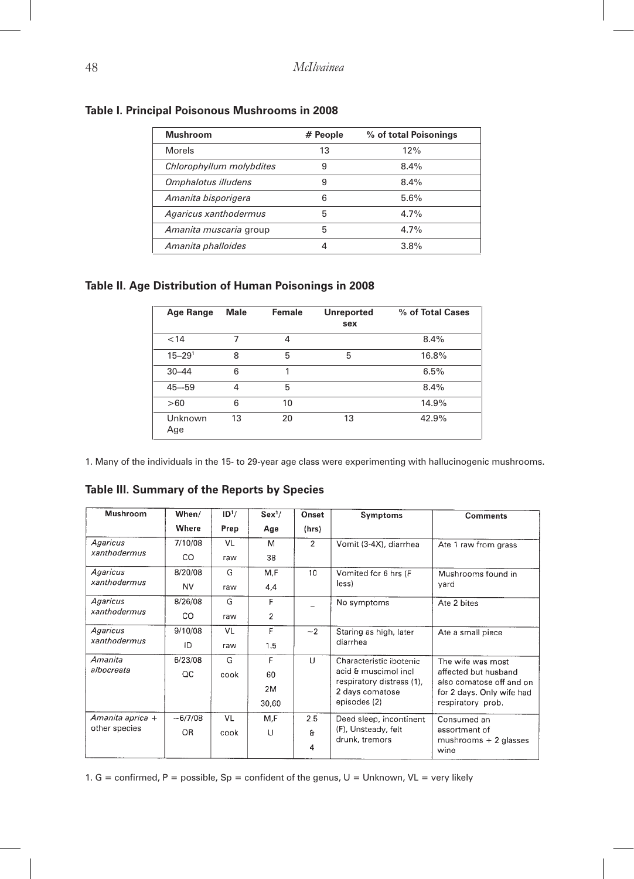### Table I. Principal Poisonous Mushrooms in 2008

| Mushroom | # People | % of total Poisonings |
|---|---|---|
| Morels | 13 | 12% |
| *Chlorophyllum molybdites* | 9 | 8.4% |
| *Omphalotus illudens* | 9 | 8.4% |
| *Amanita bisporigera* | 6 | 5.6% |
| *Agaricus xanthodermus* | 5 | 4.7% |
| *Amanita muscaria* group | 5 | 4.7% |
| *Amanita phalloides* | 4 | 3.8% |

### Table II. Age Distribution of Human Poisonings in 2008

| Age Range | Male | Female | Unreported sex | % of Total Cases |
|---|---|---|---|---|
| <14 | 7 | 4 | | 8.4% |
| 15–29[1] | 8 | 5 | 5 | 16.8% |
| 30–44 | 6 | 1 | | 6.5% |
| 45–-59 | 4 | 5 | | 8.4% |
| >60 | 6 | 10 | | 14.9% |
| Unknown Age | 13 | 20 | 13 | 42.9% |

1. Many of the individuals in the 15- to 29-year age class were experimenting with hallucinogenic mushrooms.

### Table III. Summary of the Reports by Species

| Mushroom | When/ Where | ID[1]/ Prep | Sex[1]/ Age | Onset (hrs) | Symptoms | Comments |
|---|---|---|---|---|---|---|
| *Agaricus xanthodermus* | 7/10/08 CO | VL raw | M 38 | 2 | Vomit (3-4X), diarrhea | Ate 1 raw from grass |
| *Agaricus xanthodermus* | 8/20/08 NV | G raw | M,F 4,4 | 10 | Vomited for 6 hrs (F less) | Mushrooms found in yard |
| *Agaricus xanthodermus* | 8/26/08 CO | G raw | F 2 | – | No symptoms | Ate 2 bites |
| *Agaricus xanthodermus* | 9/10/08 ID | VL raw | F 1.5 | ~2 | Staring as high, later diarrhea | Ate a small piece |
| *Amanita albocreata* | 6/23/08 QC | G cook | F 60 2M 30,60 | U | Characteristic ibotenic acid & muscimol incl respiratory distress (1), 2 days comatose episodes (2) | The wife was most affected but husband also comatose off and on for 2 days. Only wife had respiratory prob. |
| *Amanita aprica* + other species | ~6/7/08 OR | VL cook | M,F U | 2.5 & 4 | Deed sleep, incontinent (F), Unsteady, felt drunk, tremors | Consumed an assortment of mushrooms + 2 glasses wine |

1. G = confirmed, P = possible, Sp = confident of the genus, U = Unknown, VL = very likely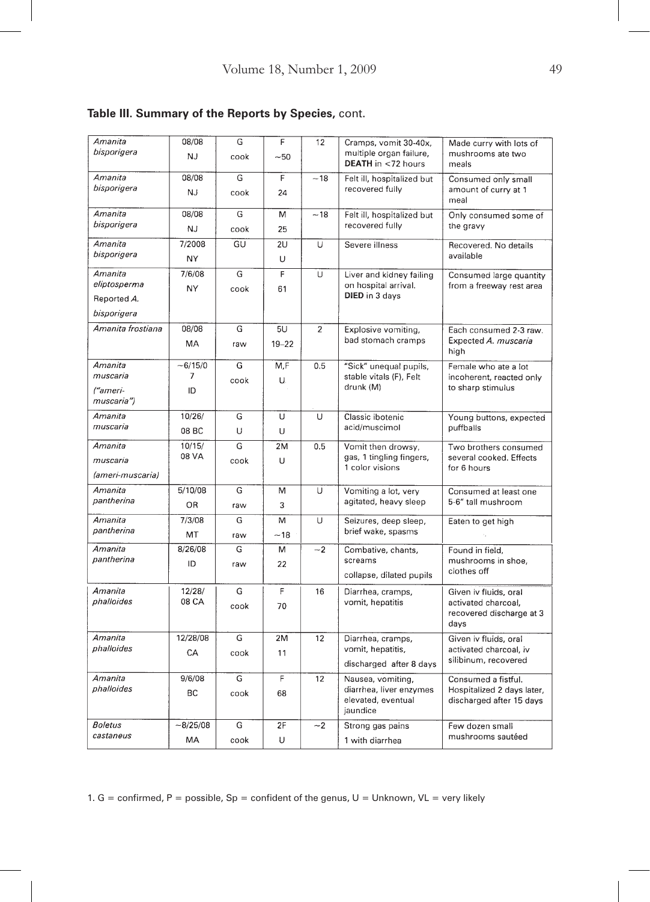**Table III. Summary of the Reports by Species,** cont.

| | | | | | | |
|---|---|---|---|---|---|---|
| *Amanita bisporigera* | 08/08 NJ | G cook | F ~50 | 12 | Cramps, vomit 30-40x, multiple organ failure, **DEATH** in <72 hours | Made curry with lots of mushrooms ate two meals |
| *Amanita bisporigera* | 08/08 NJ | G cook | F 24 | ~18 | Felt ill, hospitalized but recovered fully | Consumed only small amount of curry at 1 meal |
| *Amanita bisporigera* | 08/08 NJ | G cook | M 25 | ~18 | Felt ill, hospitalized but recovered fully | Only consumed some of the gravy |
| *Amanita bisporigera* | 7/2008 NY | GU | 2U U | U | Severe illness | Recovered. No details available |
| *Amanita eliptosperma* Reported *A. bisporigera* | 7/6/08 NY | G cook | F 61 | U | Liver and kidney failing on hospital arrival. **DIED** in 3 days | Consumed large quantity from a freeway rest area |
| *Amanita frostiana* | 08/08 MA | G raw | 5U 19–22 | 2 | Explosive vomiting, bad stomach cramps | Each consumed 2-3 raw. Expected *A. muscaria* high |
| *Amanita muscaria ("ameri-muscaria")* | ~6/15/07 ID | G cook | M,F U | 0.5 | "Sick" unequal pupils, stable vitals (F), Felt drunk (M) | Female who ate a lot incoherent, reacted only to sharp stimulus |
| *Amanita muscaria* | 10/26/08 BC | G U | U U | U | Classic ibotenic acid/muscimol | Young buttons, expected puffballs |
| *Amanita muscaria (ameri-muscaria)* | 10/15/08 VA | G cook | 2M U | 0.5 | Vomit then drowsy, gas, 1 tingling fingers, 1 color visions | Two brothers consumed several cooked. Effects for 6 hours |
| *Amanita pantherina* | 5/10/08 OR | G raw | M 3 | U | Vomiting a lot, very agitated, heavy sleep | Consumed at least one 5-6" tall mushroom |
| *Amanita pantherina* | 7/3/08 MT | G raw | M ~18 | U | Seizures, deep sleep, brief wake, spasms | Eaten to get high |
| *Amanita pantherina* | 8/26/08 ID | G raw | M 22 | ~2 | Combative, chants, screams collapse, dilated pupils | Found in field, mushrooms in shoe, clothes off |
| *Amanita phalloides* | 12/28/08 CA | G cook | F 70 | 16 | Diarrhea, cramps, vomit, hepatitis | Given iv fluids, oral activated charcoal, recovered discharge at 3 days |
| *Amanita phalloides* | 12/28/08 CA | G cook | 2M 11 | 12 | Diarrhea, cramps, vomit, hepatitis, discharged after 8 days | Given iv fluids, oral activated charcoal, iv silibinum, recovered |
| *Amanita phalloides* | 9/6/08 BC | G cook | F 68 | 12 | Nausea, vomiting, diarrhea, liver enzymes elevated, eventual jaundice | Consumed a fistful. Hospitalized 2 days later, discharged after 15 days |
| *Boletus castaneus* | ~8/25/08 MA | G cook | 2F U | ~2 | Strong gas pains 1 with diarrhea | Few dozen small mushrooms sautéed |

1. G = confirmed, P = possible, Sp = confident of the genus, U = Unknown, VL = very likely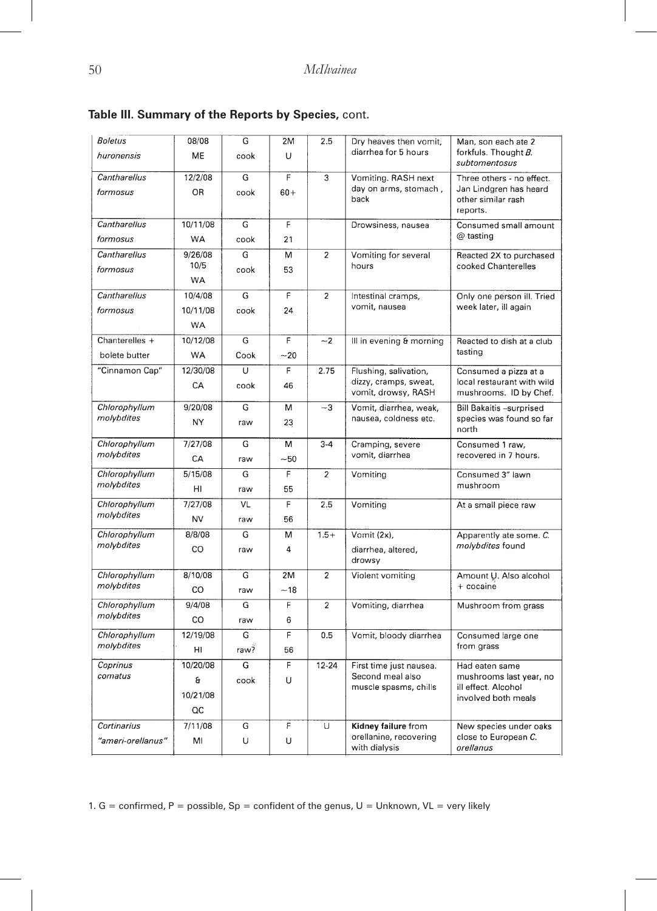## Table III. Summary of the Reports by Species, cont.

| | | | | | | |
|---|---|---|---|---|---|---|
| *Boletus huronensis* | 08/08 ME | G cook | 2M U | 2.5 | Dry heaves then vomit, diarrhea for 5 hours | Man, son each ate 2 forkfuls. Thought *B. subtomentosus* |
| *Cantharellus formosus* | 12/2/08 OR | G cook | F 60+ | 3 | Vomiting. RASH next day on arms, stomach, back | Three others - no effect. Jan Lindgren has heard other similar rash reports. |
| *Cantharellus formosus* | 10/11/08 WA | G cook | F 21 | | Drowsiness, nausea | Consumed small amount @ tasting |
| *Cantharellus formosus* | 9/26/08 10/5 WA | G cook | M 53 | 2 | Vomiting for several hours | Reacted 2X to purchased cooked Chanterelles |
| *Cantharellus formosus* | 10/4/08 10/11/08 WA | G cook | F 24 | 2 | Intestinal cramps, vomit, nausea | Only one person ill. Tried week later, ill again |
| Chanterelles + bolete butter | 10/12/08 WA | G Cook | F ~20 | ~2 | Ill in evening & morning | Reacted to dish at a club tasting |
| "Cinnamon Cap" | 12/30/08 CA | U cook | F 46 | 2.75 | Flushing, salivation, dizzy, cramps, sweat, vomit, drowsy, RASH | Consumed a pizza at a local restaurant with wild mushrooms. ID by Chef. |
| *Chlorophyllum molybdites* | 9/20/08 NY | G raw | M 23 | ~3 | Vomit, diarrhea, weak, nausea, coldness etc. | Bill Bakaitis –surprised species was found so far north |
| *Chlorophyllum molybdites* | 7/27/08 CA | G raw | M ~50 | 3-4 | Cramping, severe vomit, diarrhea | Consumed 1 raw, recovered in 7 hours. |
| *Chlorophyllum molybdites* | 5/15/08 HI | G raw | F 55 | 2 | Vomiting | Consumed 3" lawn mushroom |
| *Chlorophyllum molybdites* | 7/27/08 NV | VL raw | F 56 | 2.5 | Vomiting | At a small piece raw |
| *Chlorophyllum molybdites* | 8/8/08 CO | G raw | M 4 | 1.5+ | Vomit (2x), diarrhea, altered, drowsy | Apparently ate some. *C. molybdites* found |
| *Chlorophyllum molybdites* | 8/10/08 CO | G raw | 2M ~18 | 2 | Violent vomiting | Amount U. Also alcohol + cocaine |
| *Chlorophyllum molybdites* | 9/4/08 CO | G raw | F 6 | 2 | Vomiting, diarrhea | Mushroom from grass |
| *Chlorophyllum molybdites* | 12/19/08 HI | G raw? | F 56 | 0.5 | Vomit, bloody diarrhea | Consumed large one from grass |
| *Coprinus comatus* | 10/20/08 & 10/21/08 QC | G cook | F U | 12-24 | First time just nausea. Second meal also muscle spasms, chills | Had eaten same mushrooms last year, no ill effect. Alcohol involved both meals |
| *Cortinarius "ameri-orellanus"* | 7/11/08 MI | G U | F U | U | **Kidney failure** from orellanine, recovering with dialysis | New species under oaks close to European *C. orellanus* |

1. G = confirmed, P = possible, Sp = confident of the genus, U = Unknown, VL = very likely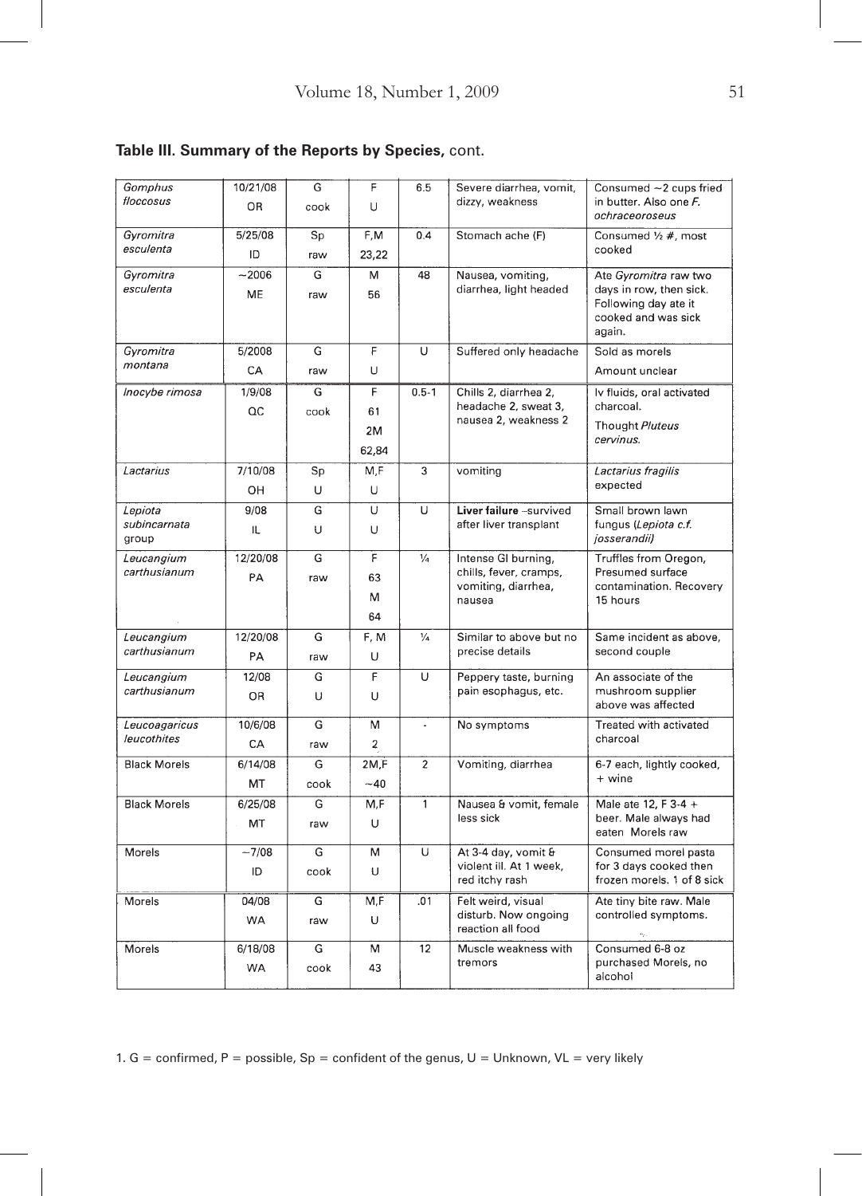**Table III. Summary of the Reports by Species,** cont.

| | | | | | | |
|---|---|---|---|---|---|---|
| *Gomphus floccosus* | 10/21/08 OR | G cook | F U | 6.5 | Severe diarrhea, vomit, dizzy, weakness | Consumed ~2 cups fried in butter. Also one *F. ochraceoroseus* |
| *Gyromitra esculenta* | 5/25/08 ID | Sp raw | F,M 23,22 | 0.4 | Stomach ache (F) | Consumed ½ #, most cooked |
| *Gyromitra esculenta* | ~2006 ME | G raw | M 56 | 48 | Nausea, vomiting, diarrhea, light headed | Ate *Gyromitra* raw two days in row, then sick. Following day ate it cooked and was sick again. |
| *Gyromitra montana* | 5/2008 CA | G raw | F U | U | Suffered only headache | Sold as morels Amount unclear |
| *Inocybe rimosa* | 1/9/08 QC | G cook | F 61 2M 62,84 | 0.5-1 | Chills 2, diarrhea 2, headache 2, sweat 3, nausea 2, weakness 2 | Iv fluids, oral activated charcoal. Thought *Pluteus cervinus.* |
| *Lactarius* | 7/10/08 OH | Sp U | M,F U | 3 | vomiting | *Lactarius fragilis* expected |
| *Lepiota subincarnata* group | 9/08 IL | G U | U U | U | **Liver failure** –survived after liver transplant | Small brown lawn fungus (*Lepiota c.f. josserandii)* |
| *Leucangium carthusianum* | 12/20/08 PA | G raw | F 63 M 64 | ¼ | Intense GI burning, chills, fever, cramps, vomiting, diarrhea, nausea | Truffles from Oregon, Presumed surface contamination. Recovery 15 hours |
| *Leucangium carthusianum* | 12/20/08 PA | G raw | F, M U | ¼ | Similar to above but no precise details | Same incident as above, second couple |
| *Leucangium carthusianum* | 12/08 OR | G U | F U | U | Peppery taste, burning pain esophagus, etc. | An associate of the mushroom supplier above was affected |
| *Leucoagaricus leucothites* | 10/6/08 CA | G raw | M 2 | - | No symptoms | Treated with activated charcoal |
| Black Morels | 6/14/08 MT | G cook | 2M,F ~40 | 2 | Vomiting, diarrhea | 6-7 each, lightly cooked, + wine |
| Black Morels | 6/25/08 MT | G raw | M,F U | 1 | Nausea & vomit, female less sick | Male ate 12, F 3-4 + beer. Male always had eaten Morels raw |
| Morels | ~7/08 ID | G cook | M U | U | At 3-4 day, vomit & violent ill. At 1 week, red itchy rash | Consumed morel pasta for 3 days cooked then frozen morels. 1 of 8 sick |
| Morels | 04/08 WA | G raw | M,F U | .01 | Felt weird, visual disturb. Now ongoing reaction all food | Ate tiny bite raw. Male controlled symptoms. |
| Morels | 6/18/08 WA | G cook | M 43 | 12 | Muscle weakness with tremors | Consumed 6-8 oz purchased Morels, no alcohol |

1. G = confirmed, P = possible, Sp = confident of the genus, U = Unknown, VL = very likely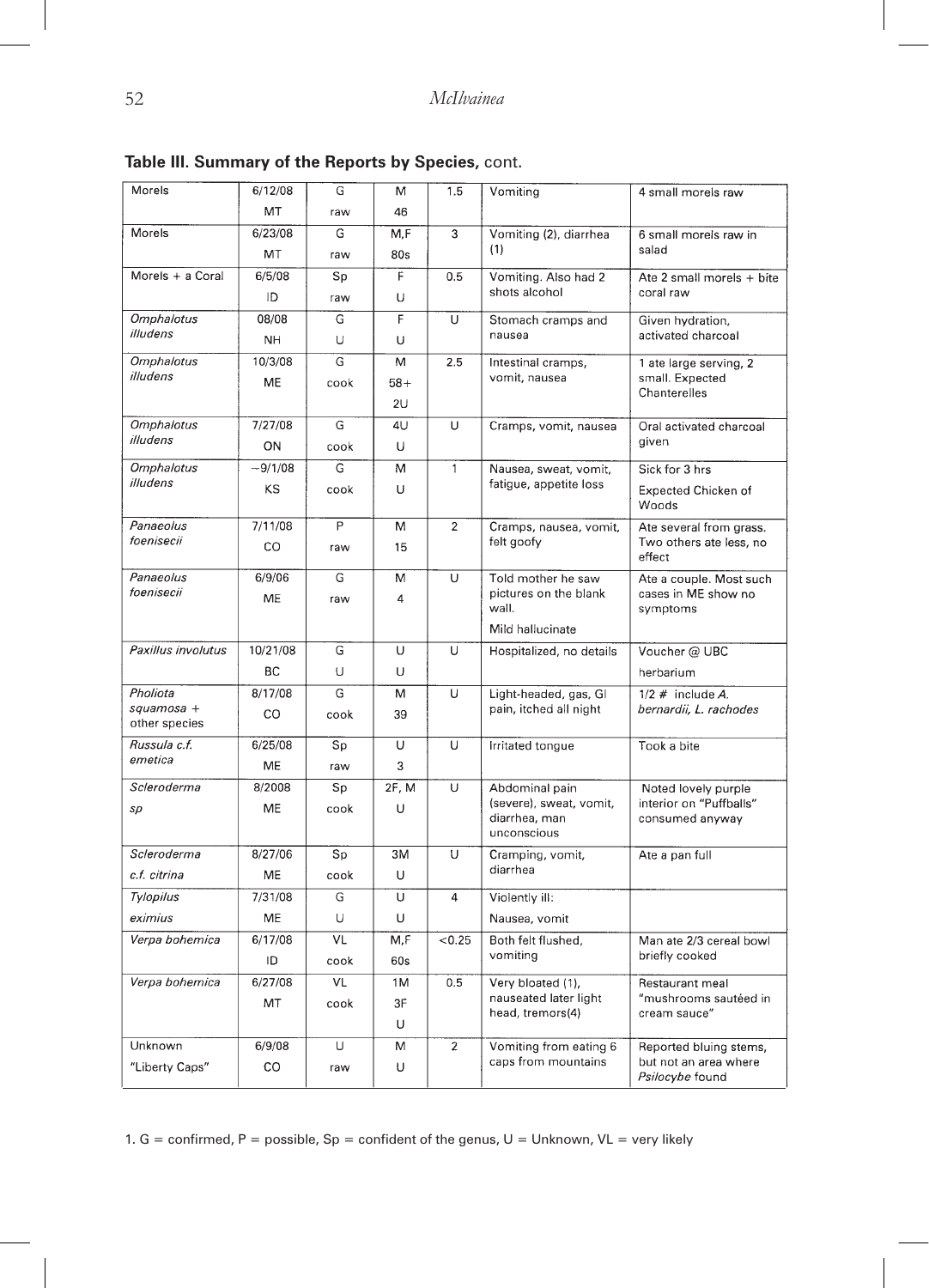**Table III. Summary of the Reports by Species,** cont.

| | | | | | | |
|---|---|---|---|---|---|---|
| Morels | 6/12/08 MT | G raw | M 46 | 1.5 | Vomiting | 4 small morels raw |
| Morels | 6/23/08 MT | G raw | M,F 80s | 3 | Vomiting (2), diarrhea (1) | 6 small morels raw in salad |
| Morels + a Coral | 6/5/08 ID | Sp raw | F U | 0.5 | Vomiting. Also had 2 shots alcohol | Ate 2 small morels + bite coral raw |
| *Omphalotus illudens* | 08/08 NH | G U | F U | U | Stomach cramps and nausea | Given hydration, activated charcoal |
| *Omphalotus illudens* | 10/3/08 ME | G cook | M 58+ 2U | 2.5 | Intestinal cramps, vomit, nausea | 1 ate large serving, 2 small. Expected Chanterelles |
| *Omphalotus illudens* | 7/27/08 ON | G cook | 4U U | U | Cramps, vomit, nausea | Oral activated charcoal given |
| *Omphalotus illudens* | ~9/1/08 KS | G cook | M U | 1 | Nausea, sweat, vomit, fatigue, appetite loss | Sick for 3 hrs Expected Chicken of Woods |
| *Panaeolus foenisecii* | 7/11/08 CO | P raw | M 15 | 2 | Cramps, nausea, vomit, felt goofy | Ate several from grass. Two others ate less, no effect |
| *Panaeolus foenisecii* | 6/9/06 ME | G raw | M 4 | U | Told mother he saw pictures on the blank wall. Mild hallucinate | Ate a couple. Most such cases in ME show no symptoms |
| *Paxillus involutus* | 10/21/08 BC | G U | U U | U | Hospitalized, no details | Voucher @ UBC herbarium |
| *Pholiota squamosa* + other species | 8/17/08 CO | G cook | M 39 | U | Light-headed, gas, GI pain, itched all night | 1/2 # include *A. bernardii, L. rachodes* |
| *Russula c.f. emetica* | 6/25/08 ME | Sp raw | U 3 | U | Irritated tongue | Took a bite |
| *Scleroderma sp* | 8/2008 ME | Sp cook | 2F, M U | U | Abdominal pain (severe), sweat, vomit, diarrhea, man unconscious | Noted lovely purple interior on "Puffballs" consumed anyway |
| *Scleroderma c.f. citrina* | 8/27/06 ME | Sp cook | 3M U | U | Cramping, vomit, diarrhea | Ate a pan full |
| *Tylopilus eximius* | 7/31/08 ME | G U | U U | 4 | Violently ill: Nausea, vomit | |
| *Verpa bohemica* | 6/17/08 ID | VL cook | M,F 60s | <0.25 | Both felt flushed, vomiting | Man ate 2/3 cereal bowl briefly cooked |
| *Verpa bohemica* | 6/27/08 MT | VL cook | 1M 3F U | 0.5 | Very bloated (1), nauseated later light head, tremors(4) | Restaurant meal "mushrooms sautéed in cream sauce" |
| Unknown "Liberty Caps" | 6/9/08 CO | U raw | M U | 2 | Vomiting from eating 6 caps from mountains | Reported bluing stems, but not an area where *Psilocybe* found |

1. G = confirmed, P = possible, Sp = confident of the genus, U = Unknown, VL = very likely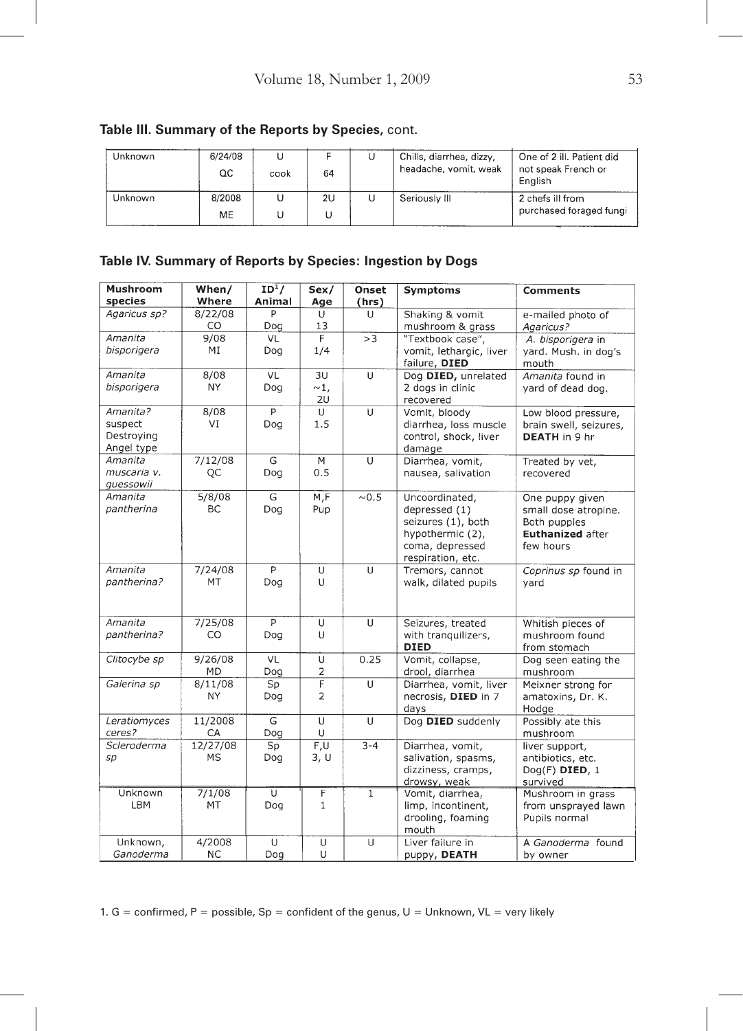**Table III. Summary of the Reports by Species,** cont.

| | | | | | | |
|---|---|---|---|---|---|---|
| Unknown | 6/24/08 QC | U cook | F 64 | U | Chills, diarrhea, dizzy, headache, vomit, weak | One of 2 ill. Patient did not speak French or English |
| Unknown | 8/2008 ME | U U | 2U U | U | Seriously Ill | 2 chefs ill from purchased foraged fungi |

**Table IV. Summary of Reports by Species: Ingestion by Dogs**

| Mushroom species | When/ Where | ID[1]/ Animal | Sex/ Age | Onset (hrs) | Symptoms | Comments |
|---|---|---|---|---|---|---|
| *Agaricus sp?* | 8/22/08 CO | P Dog | U 13 | U | Shaking & vomit mushroom & grass | e-mailed photo of *Agaricus?* |
| *Amanita bisporigera* | 9/08 MI | VL Dog | F 1/4 | >3 | "Textbook case", vomit, lethargic, liver failure, **DIED** | *A. bisporigera* in yard. Mush. in dog's mouth |
| *Amanita bisporigera* | 8/08 NY | VL Dog | 3U ~1, 2U | U | Dog **DIED**, unrelated 2 dogs in clinic recovered | *Amanita* found in yard of dead dog. |
| *Amanita?* suspect Destroying Angel type | 8/08 VI | P Dog | U 1.5 | U | Vomit, bloody diarrhea, loss muscle control, shock, liver damage | Low blood pressure, brain swell, seizures, **DEATH** in 9 hr |
| *Amanita muscaria v. guessowii* | 7/12/08 QC | G Dog | M 0.5 | U | Diarrhea, vomit, nausea, salivation | Treated by vet, recovered |
| *Amanita pantherina* | 5/8/08 BC | G Dog | M,F Pup | ~0.5 | Uncoordinated, depressed (1) seizures (1), both hypothermic (2), coma, depressed respiration, etc. | One puppy given small dose atropine. Both puppies **Euthanized** after few hours |
| *Amanita pantherina?* | 7/24/08 MT | P Dog | U U | U | Tremors, cannot walk, dilated pupils | *Coprinus sp* found in yard |
| *Amanita pantherina?* | 7/25/08 CO | P Dog | U U | U | Seizures, treated with tranquilizers, **DIED** | Whitish pieces of mushroom found from stomach |
| *Clitocybe sp* | 9/26/08 MD | VL Dog | U 2 | 0.25 | Vomit, collapse, drool, diarrhea | Dog seen eating the mushroom |
| *Galerina sp* | 8/11/08 NY | Sp Dog | F 2 | U | Diarrhea, vomit, liver necrosis, **DIED** in 7 days | Meixner strong for amatoxins, Dr. K. Hodge |
| *Leratiomyces ceres?* | 11/2008 CA | G Dog | U U | U | Dog **DIED** suddenly | Possibly ate this mushroom |
| *Scleroderma sp* | 12/27/08 MS | Sp Dog | F,U 3, U | 3-4 | Diarrhea, vomit, salivation, spasms, dizziness, cramps, drowsy, weak | liver support, antibiotics, etc. Dog(F) **DIED**, 1 survived |
| Unknown LBM | 7/1/08 MT | U Dog | F 1 | 1 | Vomit, diarrhea, limp, incontinent, drooling, foaming mouth | Mushroom in grass from unsprayed lawn Pupils normal |
| Unknown, *Ganoderma* | 4/2008 NC | U Dog | U U | U | Liver failure in puppy, **DEATH** | A *Ganoderma* found by owner |

1. G = confirmed, P = possible, Sp = confident of the genus, U = Unknown, VL = very likely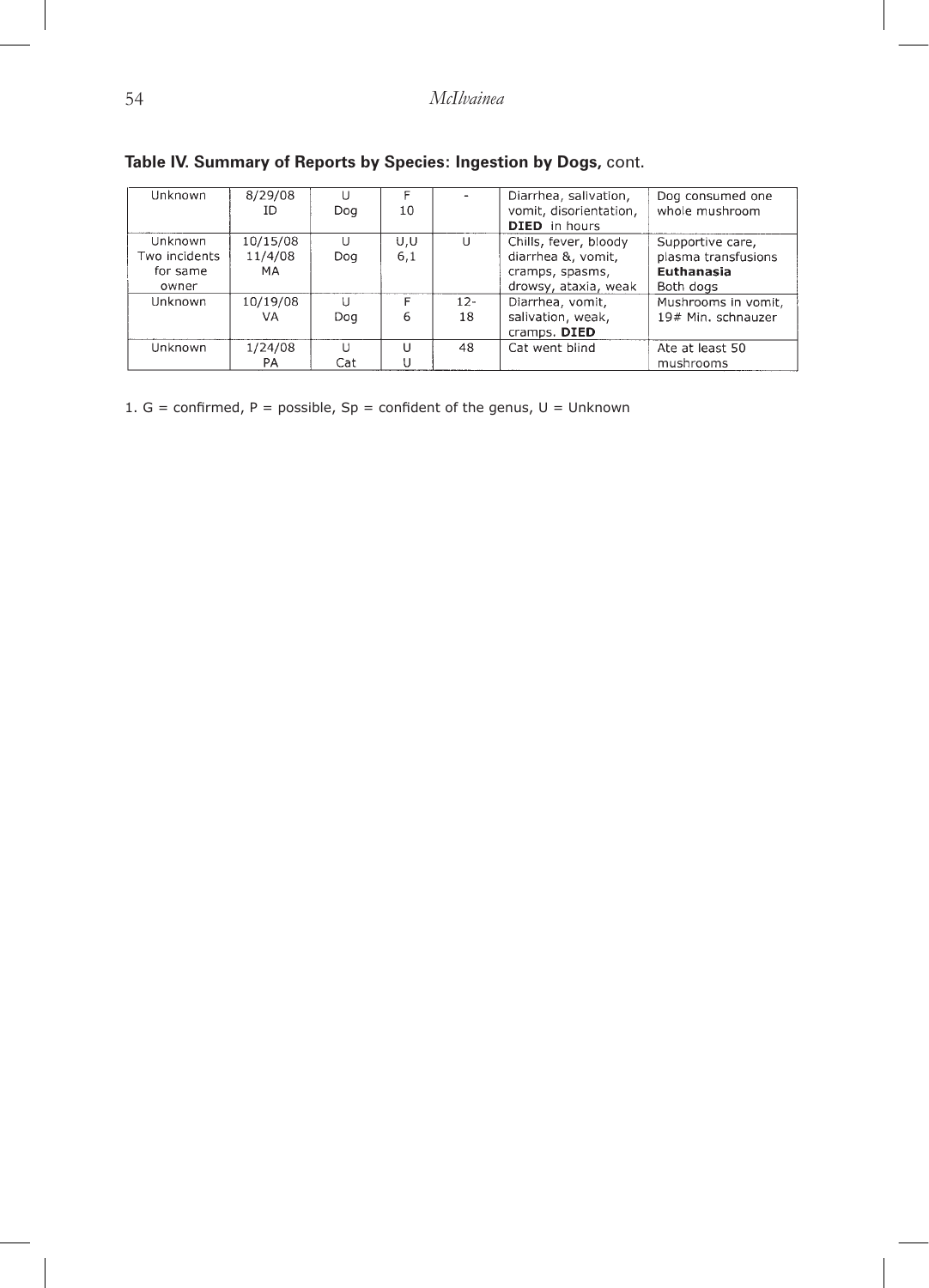**Table IV. Summary of Reports by Species: Ingestion by Dogs,** cont.

| | | | | | | |
|---|---|---|---|---|---|---|
| Unknown | 8/29/08 ID | U Dog | F 10 | - | Diarrhea, salivation, vomit, disorientation, **DIED** in hours | Dog consumed one whole mushroom |
| Unknown Two incidents for same owner | 10/15/08 11/4/08 MA | U Dog | U,U 6,1 | U | Chills, fever, bloody diarrhea &, vomit, cramps, spasms, drowsy, ataxia, weak | Supportive care, plasma transfusions **Euthanasia** Both dogs |
| Unknown | 10/19/08 VA | U Dog | F 6 | 12-18 | Diarrhea, vomit, salivation, weak, cramps. **DIED** | Mushrooms in vomit, 19# Min. schnauzer |
| Unknown | 1/24/08 PA | U Cat | U U | 48 | Cat went blind | Ate at least 50 mushrooms |

1. G = confirmed, P = possible, Sp = confident of the genus, U = Unknown